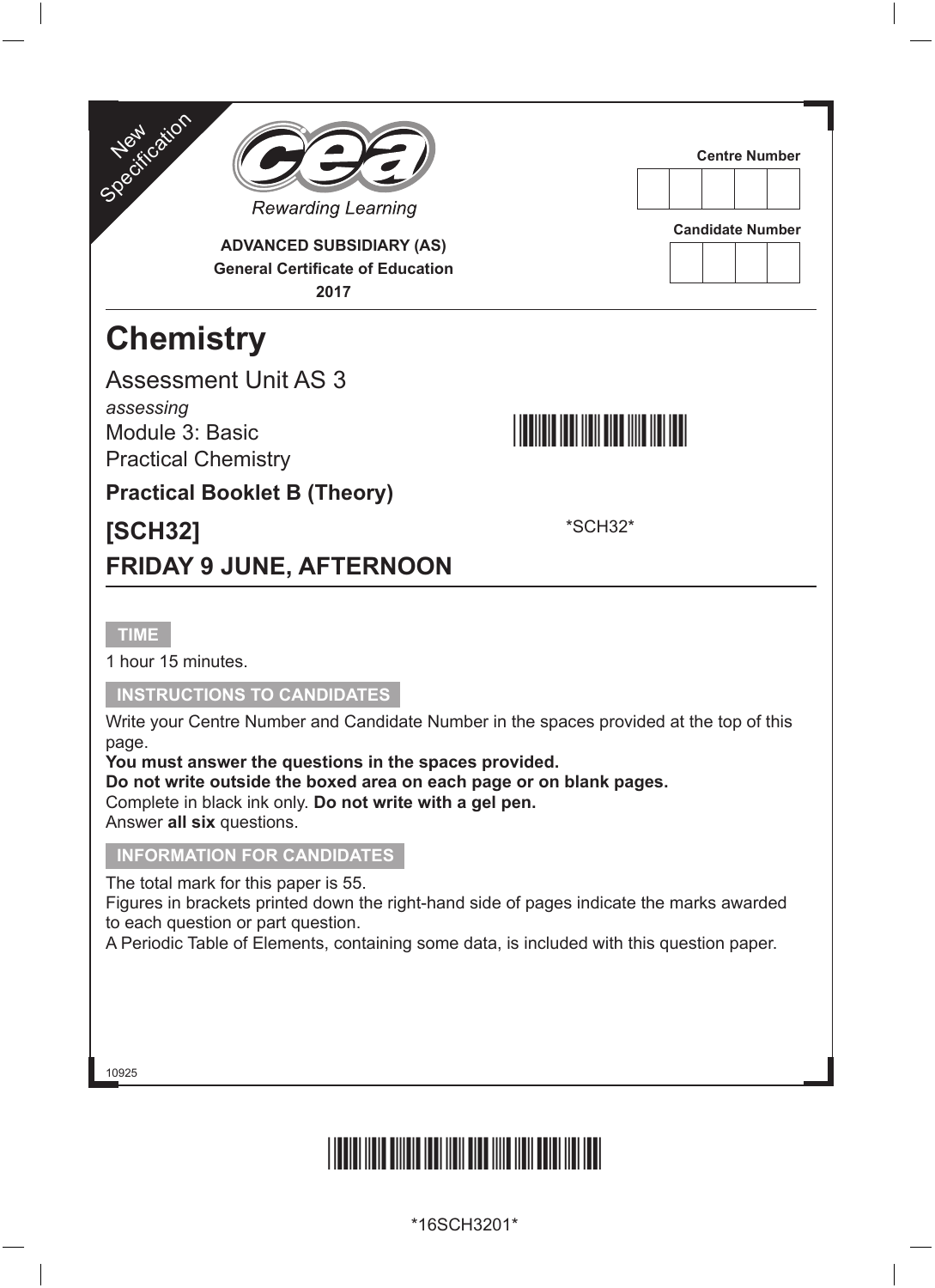New Specification

Rewarding Learning

**ADVANCED SUBSIDIARY (AS)**
**General Certificate of Education**
**2017**

Centre Number

Candidate Number

# Chemistry

Assessment Unit AS 3
*assessing*
Module 3: Basic Practical Chemistry

## Practical Booklet B (Theory)

## [SCH32]

*SCH32*

## FRIDAY 9 JUNE, AFTERNOON

**TIME**

1 hour 15 minutes.

**INSTRUCTIONS TO CANDIDATES**

Write your Centre Number and Candidate Number in the spaces provided at the top of this page.
**You must answer the questions in the spaces provided.**
**Do not write outside the boxed area on each page or on blank pages.**
Complete in black ink only. **Do not write with a gel pen.**
Answer **all six** questions.

**INFORMATION FOR CANDIDATES**

The total mark for this paper is 55.
Figures in brackets printed down the right-hand side of pages indicate the marks awarded to each question or part question.
A Periodic Table of Elements, containing some data, is included with this question paper.

10925

*16SCH3201*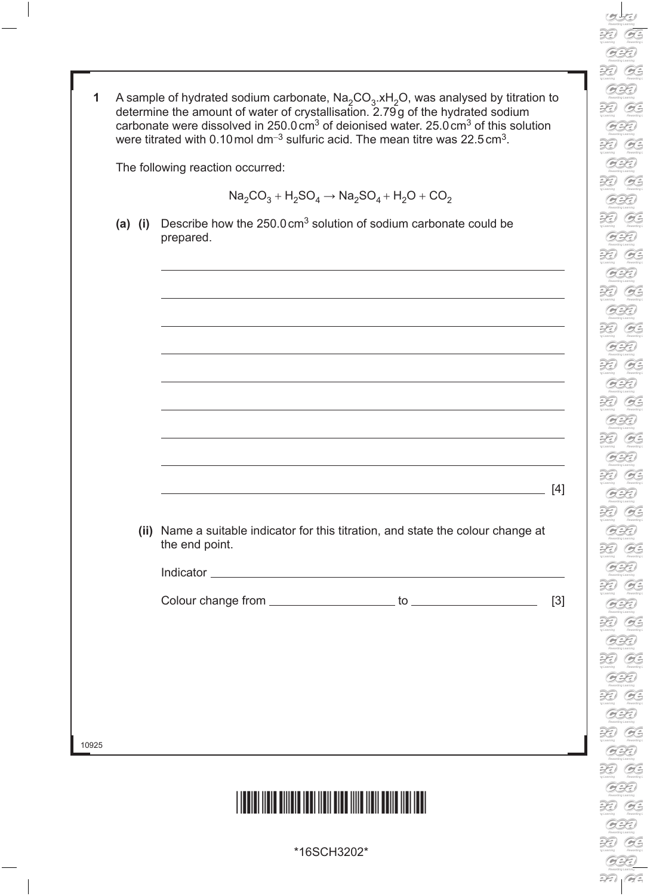**1** A sample of hydrated sodium carbonate, $Na_2CO_3.xH_2O$, was analysed by titration to determine the amount of water of crystallisation. 2.79 g of the hydrated sodium carbonate were dissolved in 250.0 $cm^3$ of deionised water. 25.0 $cm^3$ of this solution were titrated with 0.10 mol $dm^{-3}$ sulfuric acid. The mean titre was 22.5 $cm^3$.

The following reaction occurred:

$$Na_2CO_3 + H_2SO_4 \rightarrow Na_2SO_4 + H_2O + CO_2$$

**(a) (i)** Describe how the 250.0 $cm^3$ solution of sodium carbonate could be prepared.

______________________________________________________________________

______________________________________________________________________

______________________________________________________________________

______________________________________________________________________

______________________________________________________________________

______________________________________________________________________

______________________________________________________________________

______________________________________________________________________

______________________________________________________________________ [4]

**(ii)** Name a suitable indicator for this titration, and state the colour change at the end point.

Indicator ______________________________________________________

Colour change from ____________________ to ____________________ [3]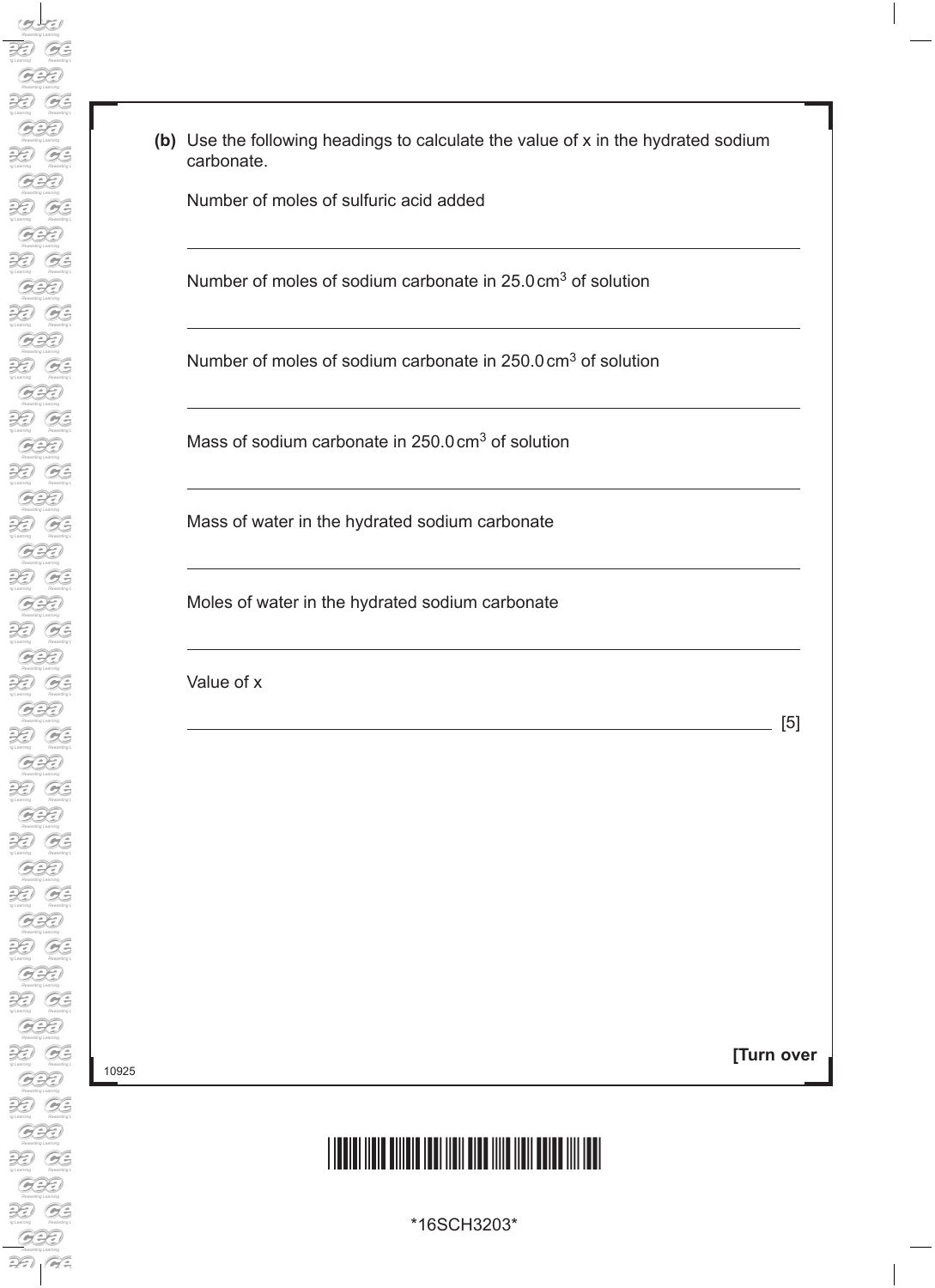**(b)** Use the following headings to calculate the value of x in the hydrated sodium carbonate.

Number of moles of sulfuric acid added

_______________________________________________

Number of moles of sodium carbonate in 25.0 $cm^3$ of solution

_______________________________________________

Number of moles of sodium carbonate in 250.0 $cm^3$ of solution

_______________________________________________

Mass of sodium carbonate in 250.0 $cm^3$ of solution

_______________________________________________

Mass of water in the hydrated sodium carbonate

_______________________________________________

Moles of water in the hydrated sodium carbonate

_______________________________________________

Value of x

_______________________________________________ [5]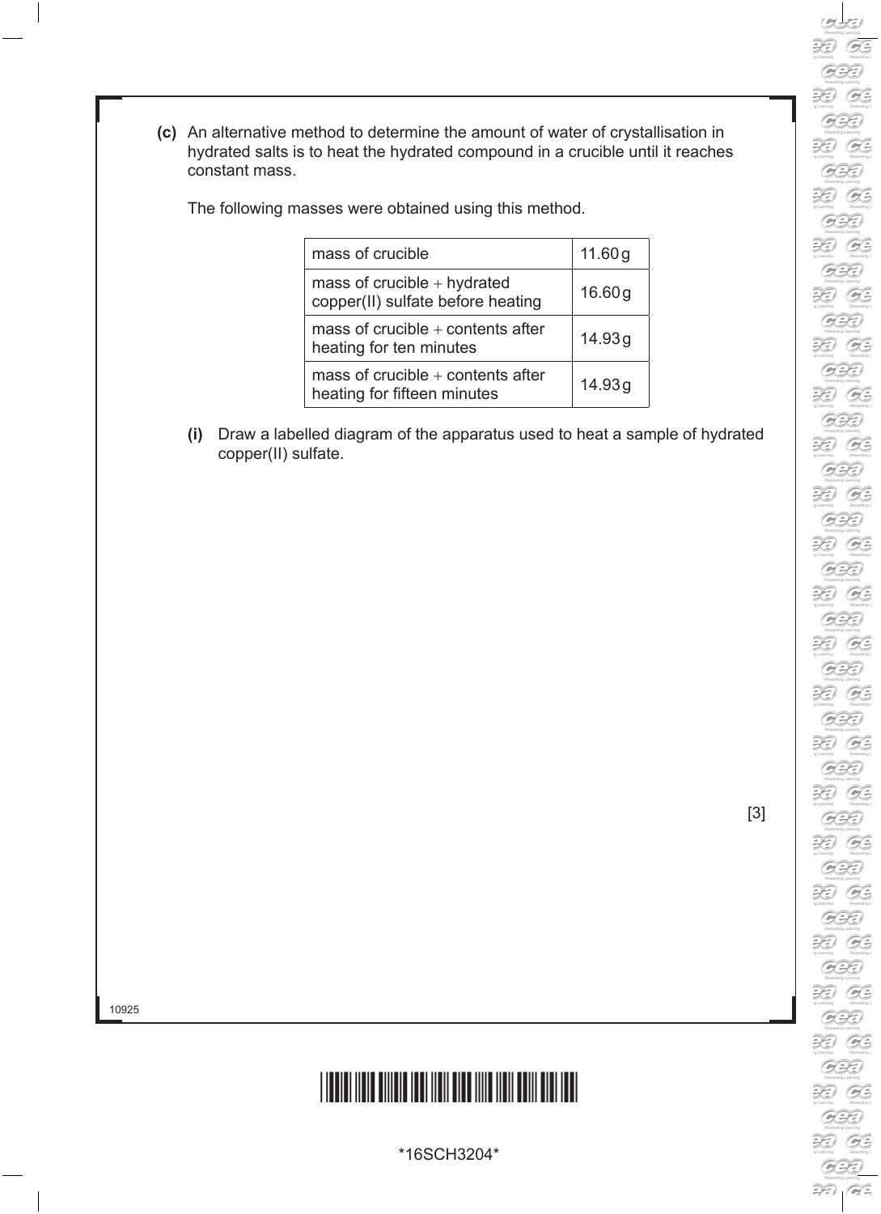**(c)** An alternative method to determine the amount of water of crystallisation in hydrated salts is to heat the hydrated compound in a crucible until it reaches constant mass.

The following masses were obtained using this method.

| | |
|---|---|
| mass of crucible | 11.60 g |
| mass of crucible + hydrated copper(II) sulfate before heating | 16.60 g |
| mass of crucible + contents after heating for ten minutes | 14.93 g |
| mass of crucible + contents after heating for fifteen minutes | 14.93 g |

**(i)** Draw a labelled diagram of the apparatus used to heat a sample of hydrated copper(II) sulfate.

[3]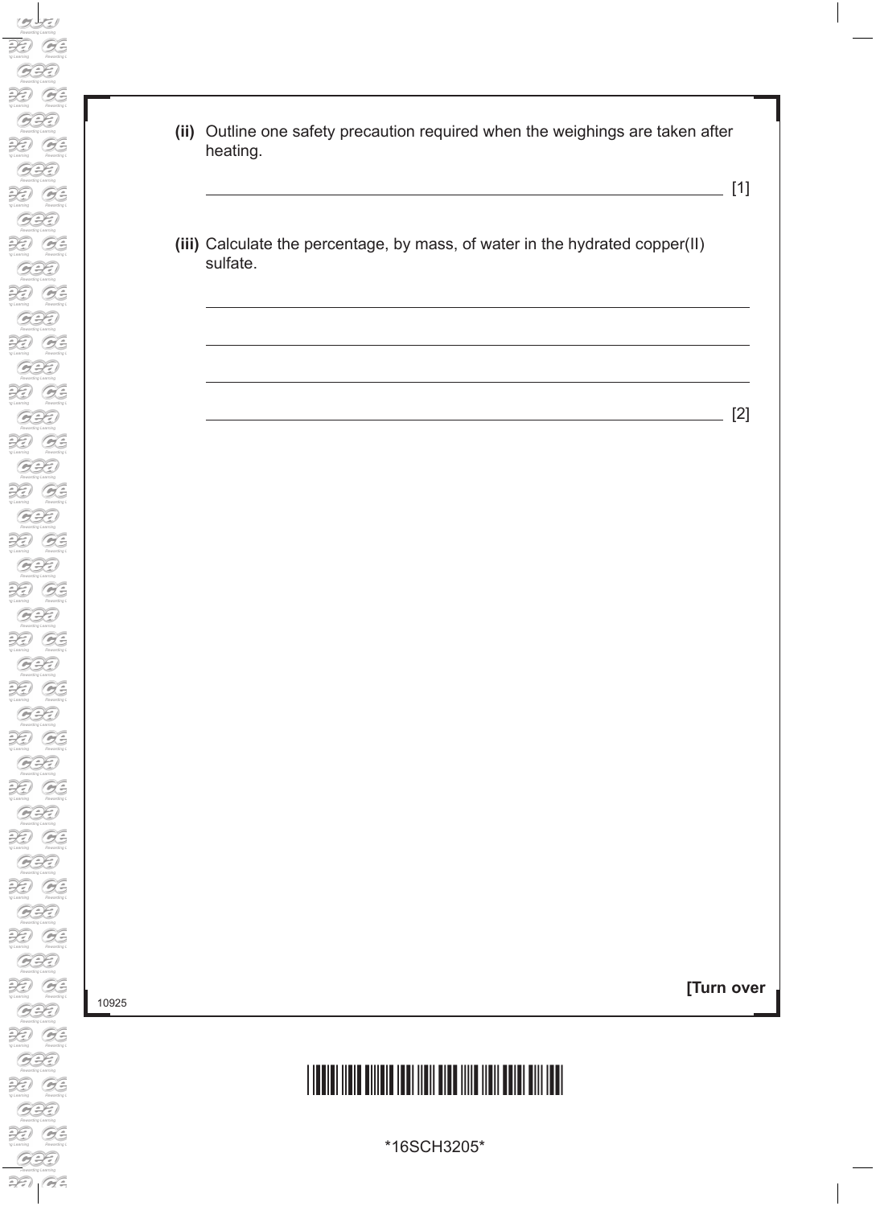**(ii)** Outline one safety precaution required when the weighings are taken after heating.

_______________________________________________ [1]

**(iii)** Calculate the percentage, by mass, of water in the hydrated copper(II) sulfate.

_______________________________________________

_______________________________________________

_______________________________________________

_______________________________________________ [2]

**[Turn over**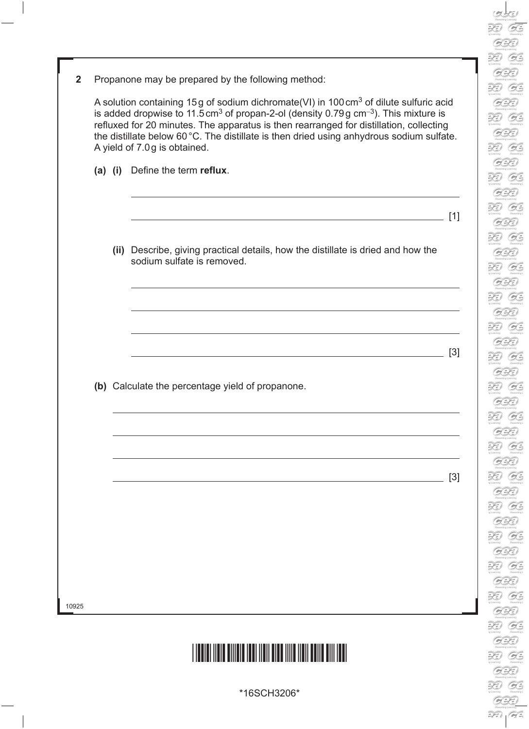**2** Propanone may be prepared by the following method:

A solution containing 15 g of sodium dichromate(VI) in 100 $cm^3$ of dilute sulfuric acid is added dropwise to 11.5 $cm^3$ of propan-2-ol (density 0.79 g $cm^{-3}$). This mixture is refluxed for 20 minutes. The apparatus is then rearranged for distillation, collecting the distillate below 60 °C. The distillate is then dried using anhydrous sodium sulfate. A yield of 7.0 g is obtained.

**(a) (i)** Define the term **reflux**.

_______________________________________________

_______________________________________________ [1]

**(ii)** Describe, giving practical details, how the distillate is dried and how the sodium sulfate is removed.

_______________________________________________

_______________________________________________

_______________________________________________

_______________________________________________ [3]

**(b)** Calculate the percentage yield of propanone.

_______________________________________________

_______________________________________________

_______________________________________________

_______________________________________________ [3]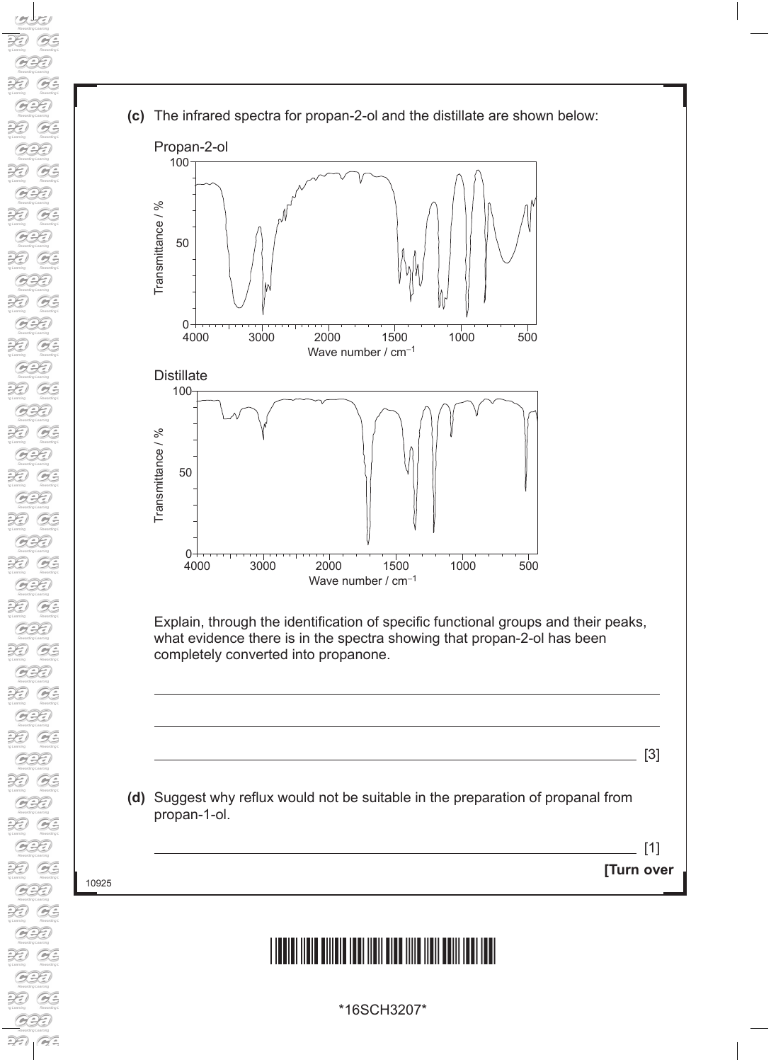**(c)** The infrared spectra for propan-2-ol and the distillate are shown below:

Propan-2-ol

Distillate

Explain, through the identification of specific functional groups and their peaks, what evidence there is in the spectra showing that propan-2-ol has been completely converted into propanone.

\_\_\_\_\_\_\_\_\_\_\_\_\_\_\_\_\_\_\_\_\_\_\_\_\_\_\_\_\_\_\_\_\_\_\_\_\_\_\_\_\_\_\_\_\_\_\_\_\_\_\_\_\_\_\_\_\_\_\_\_\_\_\_\_\_\_\_\_\_\_

\_\_\_\_\_\_\_\_\_\_\_\_\_\_\_\_\_\_\_\_\_\_\_\_\_\_\_\_\_\_\_\_\_\_\_\_\_\_\_\_\_\_\_\_\_\_\_\_\_\_\_\_\_\_\_\_\_\_\_\_\_\_\_\_\_\_\_\_\_\_

\_\_\_\_\_\_\_\_\_\_\_\_\_\_\_\_\_\_\_\_\_\_\_\_\_\_\_\_\_\_\_\_\_\_\_\_\_\_\_\_\_\_\_\_\_\_\_\_\_\_\_\_\_\_\_\_\_\_\_\_\_\_\_\_\_\_\_\_\_\_ [3]

**(d)** Suggest why reflux would not be suitable in the preparation of propanal from propan-1-ol.

\_\_\_\_\_\_\_\_\_\_\_\_\_\_\_\_\_\_\_\_\_\_\_\_\_\_\_\_\_\_\_\_\_\_\_\_\_\_\_\_\_\_\_\_\_\_\_\_\_\_\_\_\_\_\_\_\_\_\_\_\_\_\_\_\_\_\_\_\_\_ [1]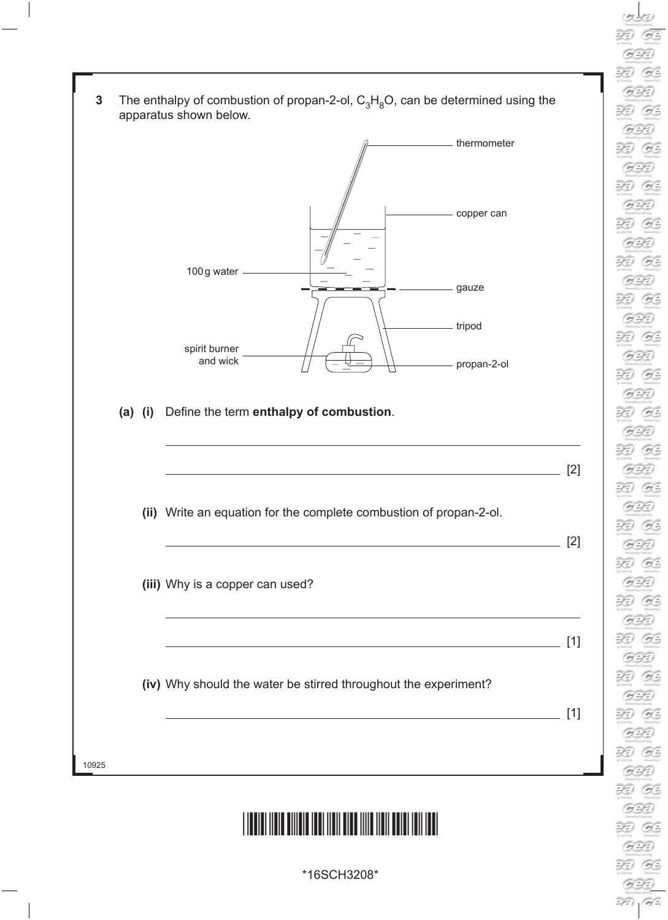**3** The enthalpy of combustion of propan-2-ol, $C_3H_8O$, can be determined using the apparatus shown below.

thermometer

copper can

100 g water

gauze

tripod

spirit burner and wick

propan-2-ol

**(a) (i)** Define the term **enthalpy of combustion**.

_______________________________________________

_______________________________________________ [2]

**(ii)** Write an equation for the complete combustion of propan-2-ol.

_______________________________________________ [2]

**(iii)** Why is a copper can used?

_______________________________________________

_______________________________________________ [1]

**(iv)** Why should the water be stirred throughout the experiment?

_______________________________________________ [1]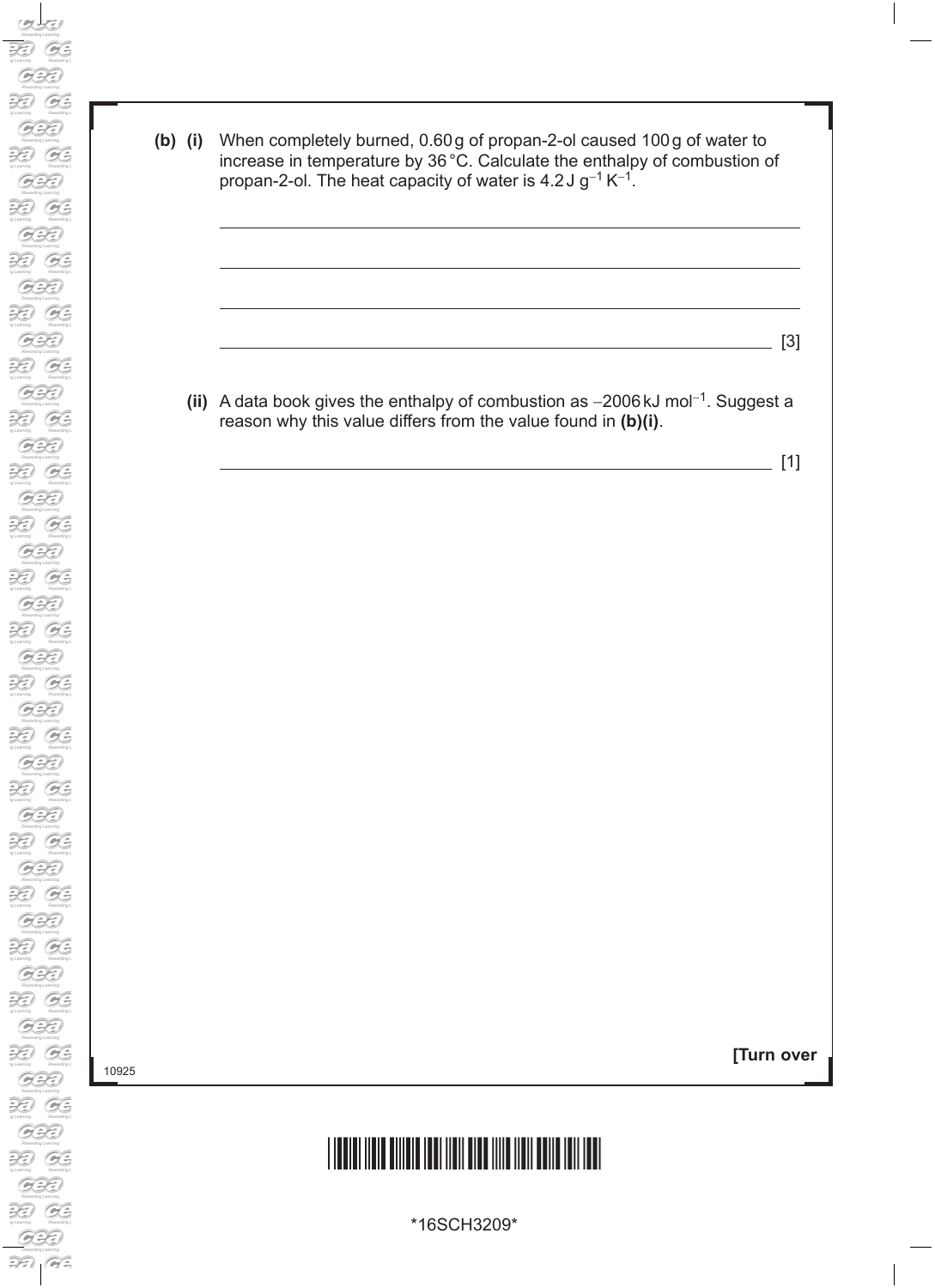**(b) (i)** When completely burned, 0.60 g of propan-2-ol caused 100 g of water to increase in temperature by 36 °C. Calculate the enthalpy of combustion of propan-2-ol. The heat capacity of water is $4.2\,J\,g^{-1}\,K^{-1}$.

\_\_\_\_\_\_\_\_\_\_\_\_\_\_\_\_\_\_\_\_\_\_\_\_\_\_\_\_\_\_\_\_\_\_\_\_\_\_\_\_\_\_\_\_\_\_\_\_\_\_\_\_\_\_\_\_\_\_\_\_

\_\_\_\_\_\_\_\_\_\_\_\_\_\_\_\_\_\_\_\_\_\_\_\_\_\_\_\_\_\_\_\_\_\_\_\_\_\_\_\_\_\_\_\_\_\_\_\_\_\_\_\_\_\_\_\_\_\_\_\_

\_\_\_\_\_\_\_\_\_\_\_\_\_\_\_\_\_\_\_\_\_\_\_\_\_\_\_\_\_\_\_\_\_\_\_\_\_\_\_\_\_\_\_\_\_\_\_\_\_\_\_\_\_\_\_\_\_\_\_\_

\_\_\_\_\_\_\_\_\_\_\_\_\_\_\_\_\_\_\_\_\_\_\_\_\_\_\_\_\_\_\_\_\_\_\_\_\_\_\_\_\_\_\_\_\_\_\_\_\_\_\_\_\_\_\_\_\_\_\_\_ [3]

**(ii)** A data book gives the enthalpy of combustion as $-2006\,kJ\,mol^{-1}$. Suggest a reason why this value differs from the value found in **(b)(i)**.

\_\_\_\_\_\_\_\_\_\_\_\_\_\_\_\_\_\_\_\_\_\_\_\_\_\_\_\_\_\_\_\_\_\_\_\_\_\_\_\_\_\_\_\_\_\_\_\_\_\_\_\_\_\_\_\_\_\_\_\_ [1]

**[Turn over**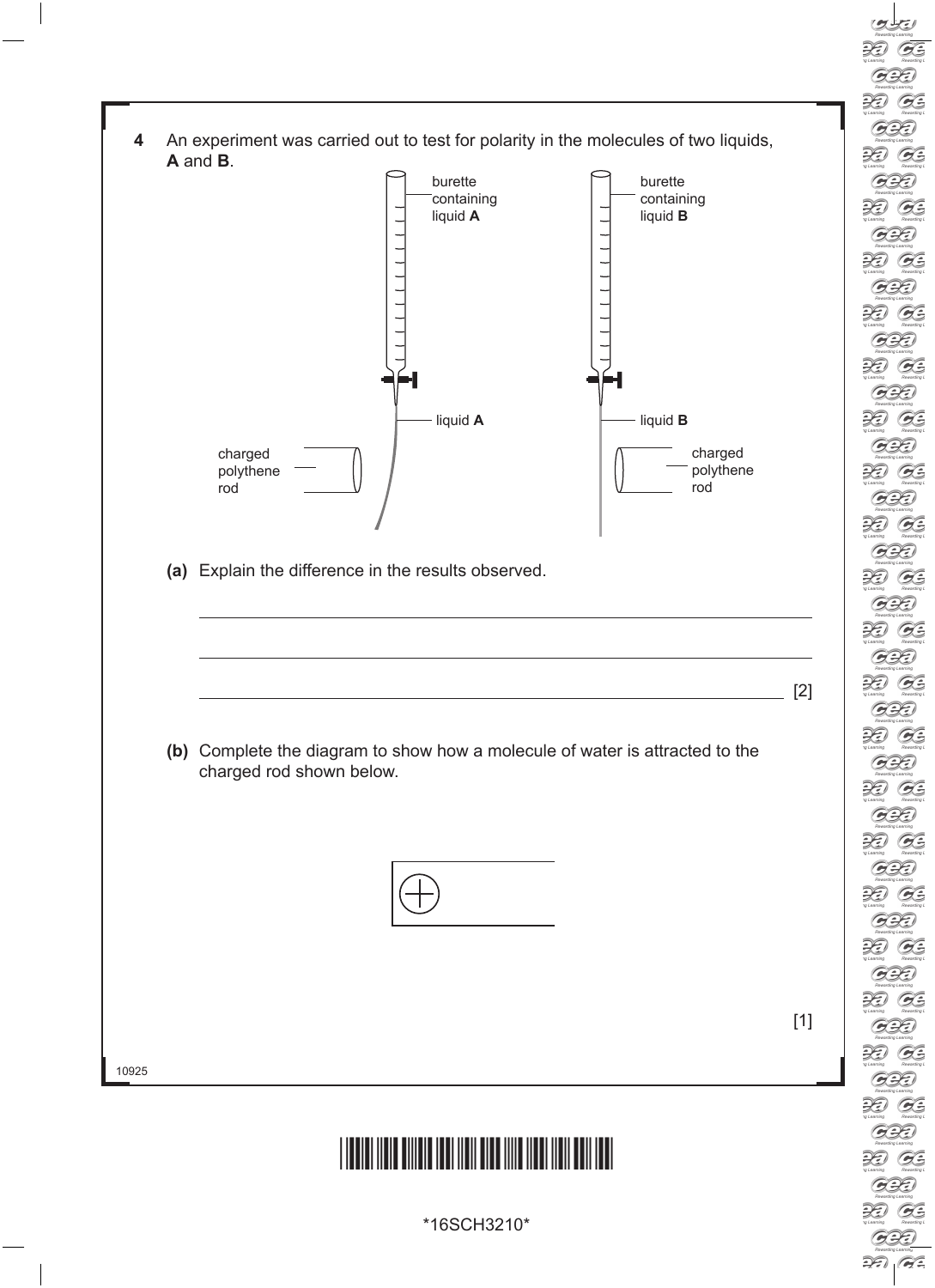**4** An experiment was carried out to test for polarity in the molecules of two liquids, **A** and **B**.

burette containing liquid **A**

burette containing liquid **B**

liquid **A**

liquid **B**

charged polythene rod

charged polythene rod

**(a)** Explain the difference in the results observed.

\_\_\_\_\_\_\_\_\_\_\_\_\_\_\_\_\_\_\_\_\_\_\_\_\_\_\_\_\_\_\_\_\_\_\_\_\_\_\_\_\_\_\_\_\_\_\_\_\_\_\_\_\_\_\_\_\_\_\_\_\_\_\_\_\_\_\_\_\_\_\_\_

\_\_\_\_\_\_\_\_\_\_\_\_\_\_\_\_\_\_\_\_\_\_\_\_\_\_\_\_\_\_\_\_\_\_\_\_\_\_\_\_\_\_\_\_\_\_\_\_\_\_\_\_\_\_\_\_\_\_\_\_\_\_\_\_\_\_\_\_\_\_\_\_

\_\_\_\_\_\_\_\_\_\_\_\_\_\_\_\_\_\_\_\_\_\_\_\_\_\_\_\_\_\_\_\_\_\_\_\_\_\_\_\_\_\_\_\_\_\_\_\_\_\_\_\_\_\_\_\_\_\_\_\_\_\_\_\_\_\_\_\_\_\_\_\_ [2]

**(b)** Complete the diagram to show how a molecule of water is attracted to the charged rod shown below.

[1]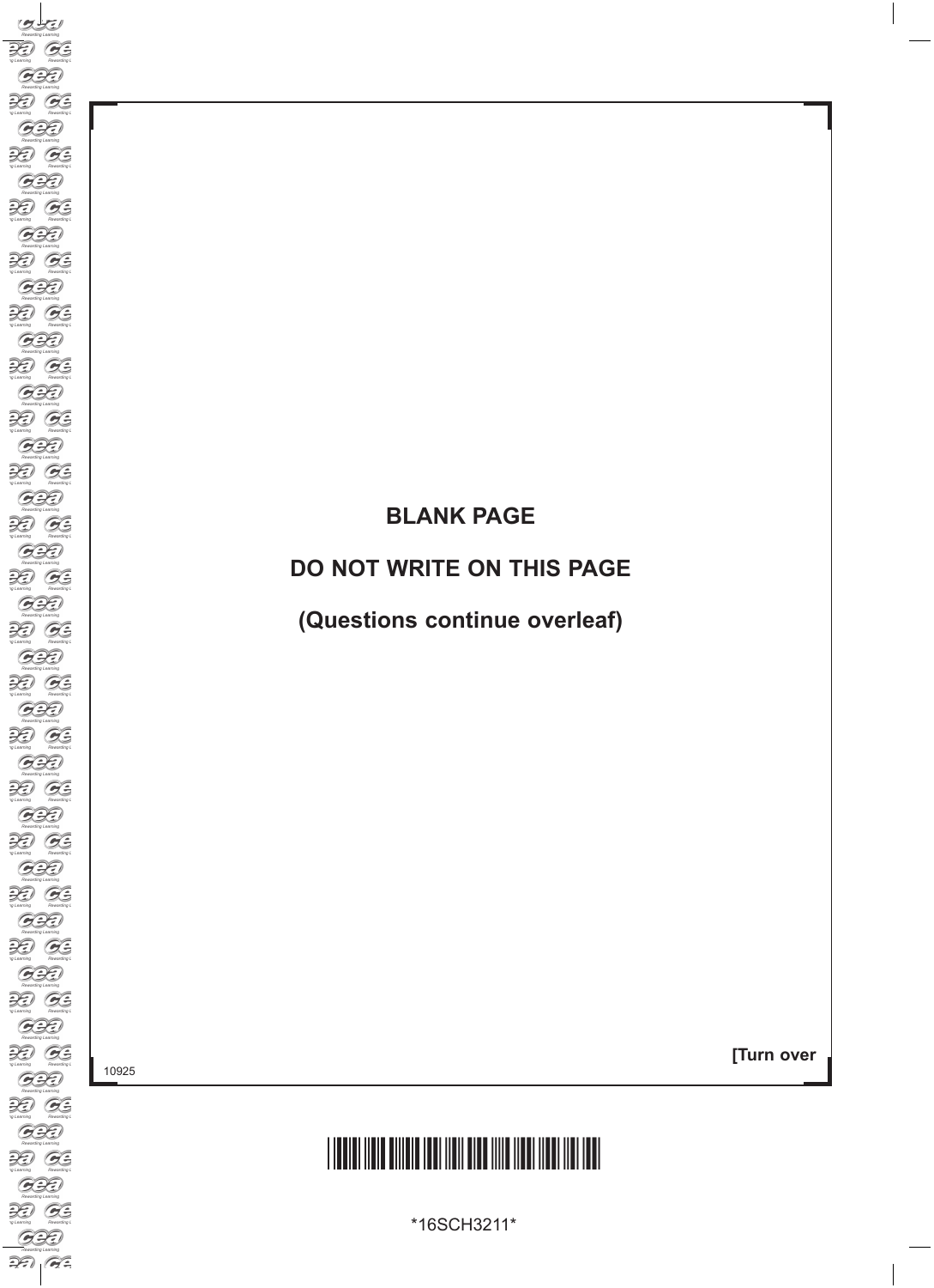**BLANK PAGE**

**DO NOT WRITE ON THIS PAGE**

**(Questions continue overleaf)**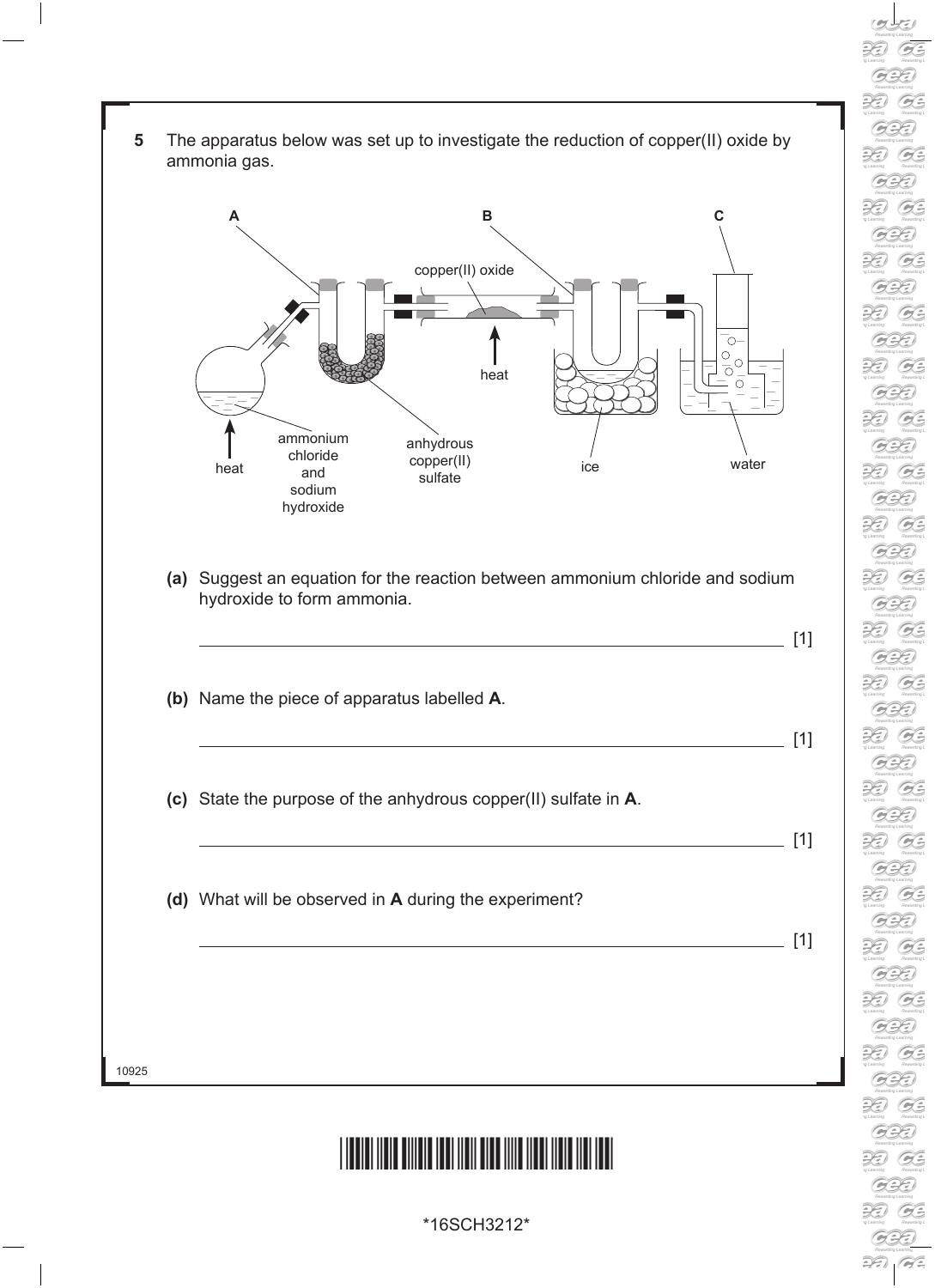**5** The apparatus below was set up to investigate the reduction of copper(II) oxide by ammonia gas.

A B C

copper(II) oxide

heat

heat

ammonium chloride and sodium hydroxide

anhydrous copper(II) sulfate

ice

water

**(a)** Suggest an equation for the reaction between ammonium chloride and sodium hydroxide to form ammonia.

_______________________________________________ [1]

**(b)** Name the piece of apparatus labelled **A**.

_______________________________________________ [1]

**(c)** State the purpose of the anhydrous copper(II) sulfate in **A**.

_______________________________________________ [1]

**(d)** What will be observed in **A** during the experiment?

_______________________________________________ [1]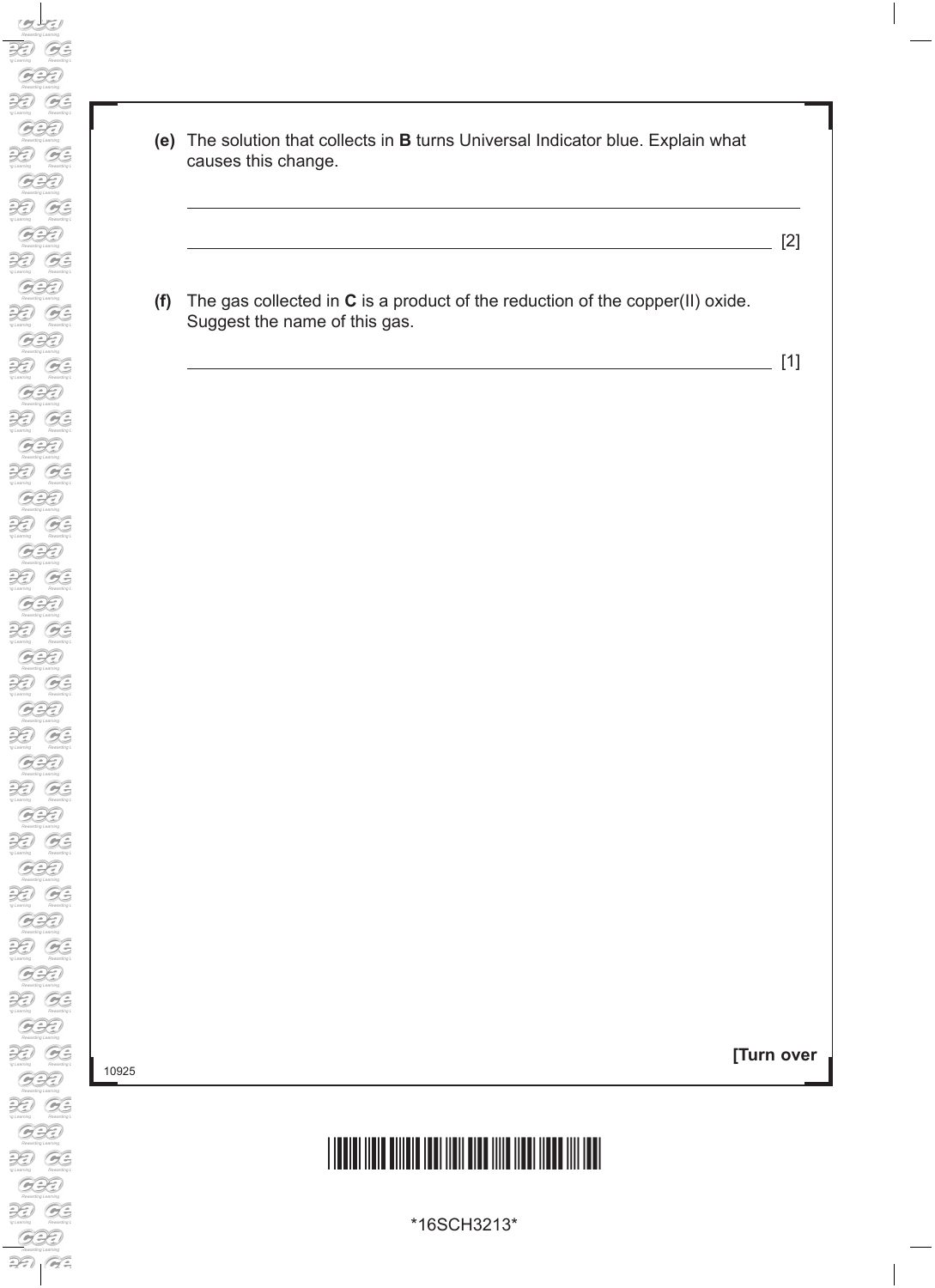**(e)** The solution that collects in **B** turns Universal Indicator blue. Explain what causes this change.

_______________________________________________________________________

_______________________________________________________________________ [2]

**(f)** The gas collected in **C** is a product of the reduction of the copper(II) oxide. Suggest the name of this gas.

_______________________________________________________________________ [1]

**[Turn over**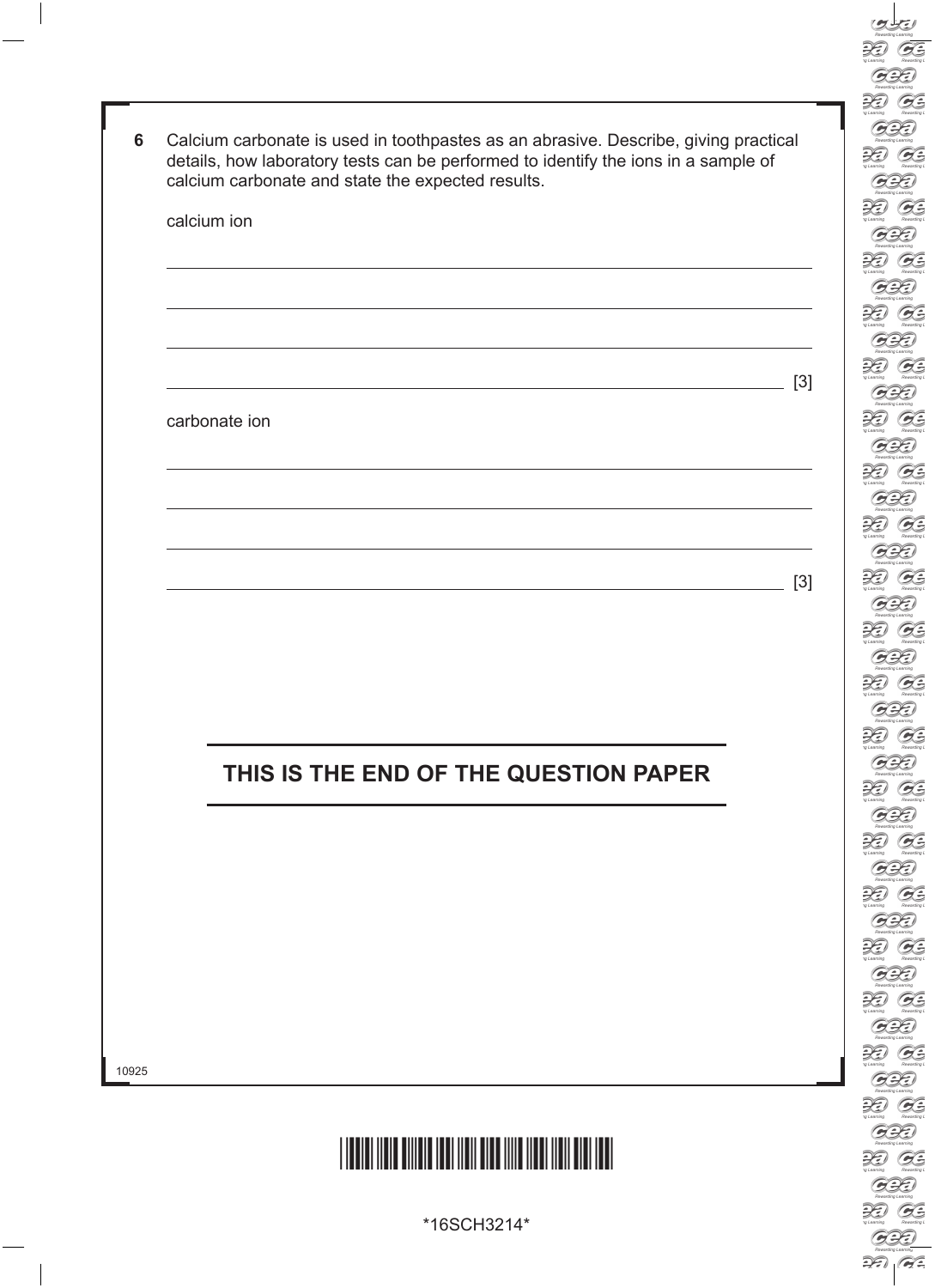**6** Calcium carbonate is used in toothpastes as an abrasive. Describe, giving practical details, how laboratory tests can be performed to identify the ions in a sample of calcium carbonate and state the expected results.

calcium ion

______________________________________________________________________

______________________________________________________________________

______________________________________________________________________

______________________________________________________________________ [3]

carbonate ion

______________________________________________________________________

______________________________________________________________________

______________________________________________________________________

______________________________________________________________________ [3]

**THIS IS THE END OF THE QUESTION PAPER**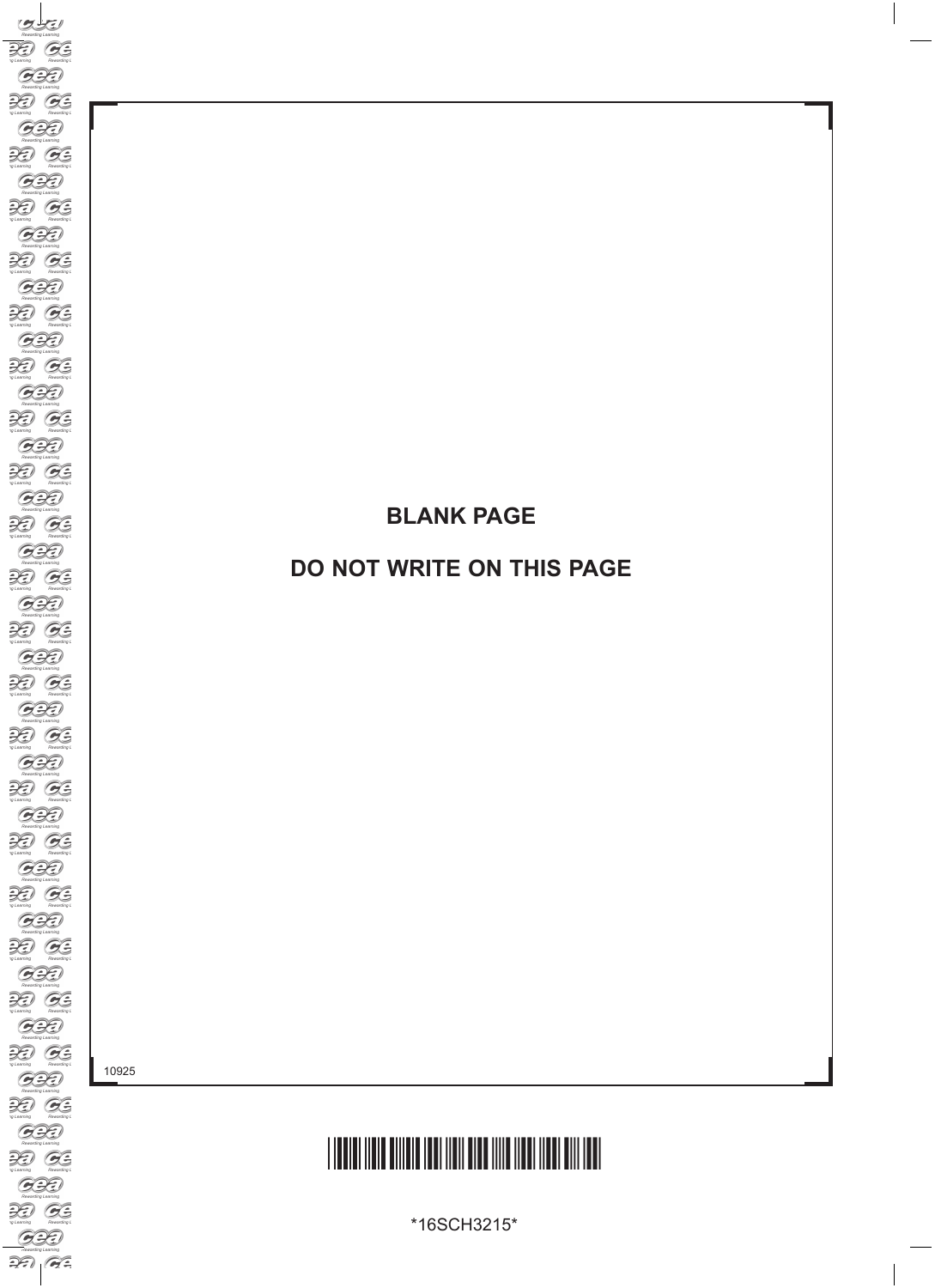**BLANK PAGE**

**DO NOT WRITE ON THIS PAGE**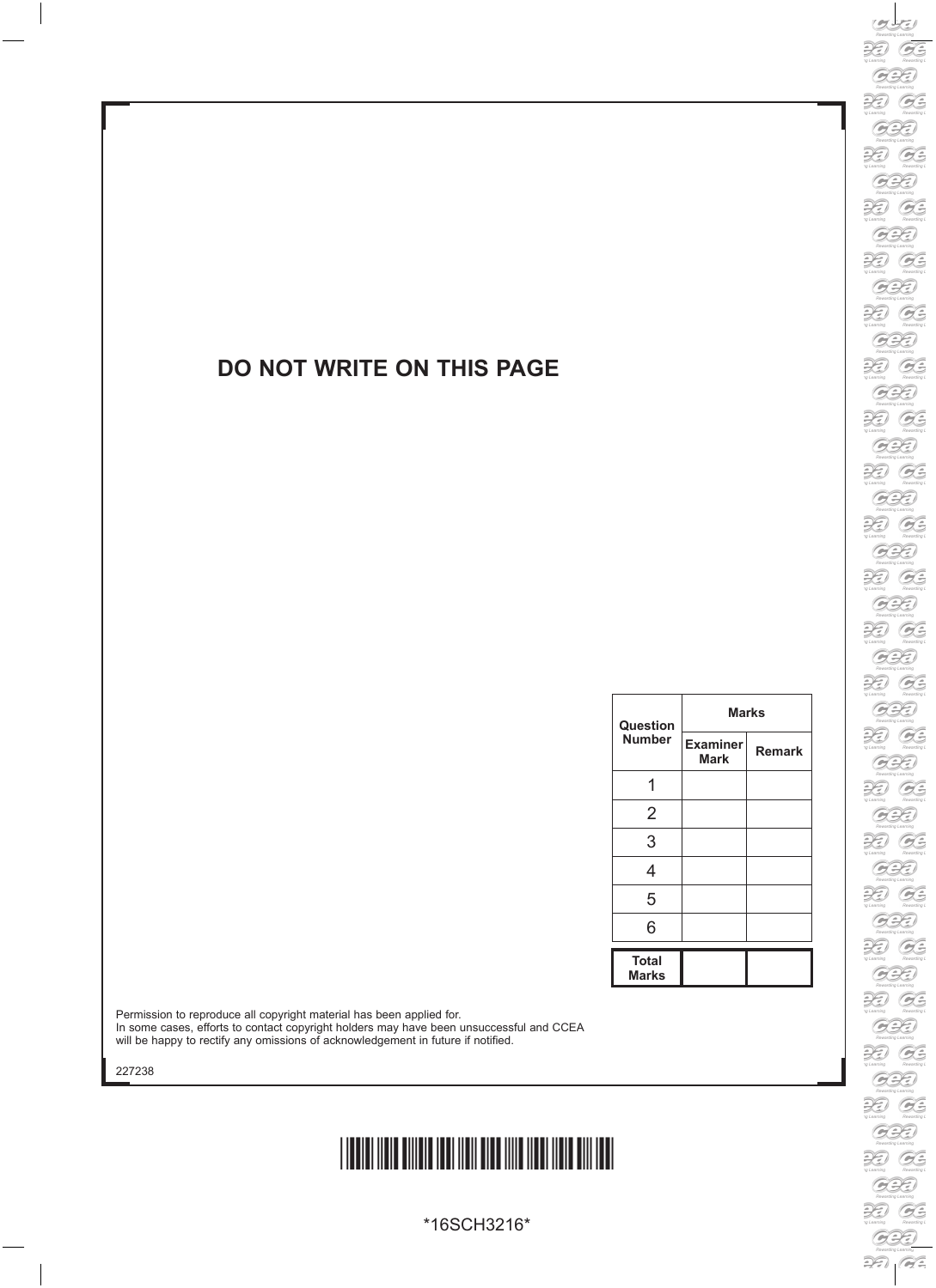**DO NOT WRITE ON THIS PAGE**

| Question Number | Marks | |
|---|---|---|
| | Examiner Mark | Remark |
| 1 | | |
| 2 | | |
| 3 | | |
| 4 | | |
| 5 | | |
| 6 | | |
| Total Marks | | |

Permission to reproduce all copyright material has been applied for.
In some cases, efforts to contact copyright holders may have been unsuccessful and CCEA will be happy to rectify any omissions of acknowledgement in future if notified.

227238

*16SCH3216*